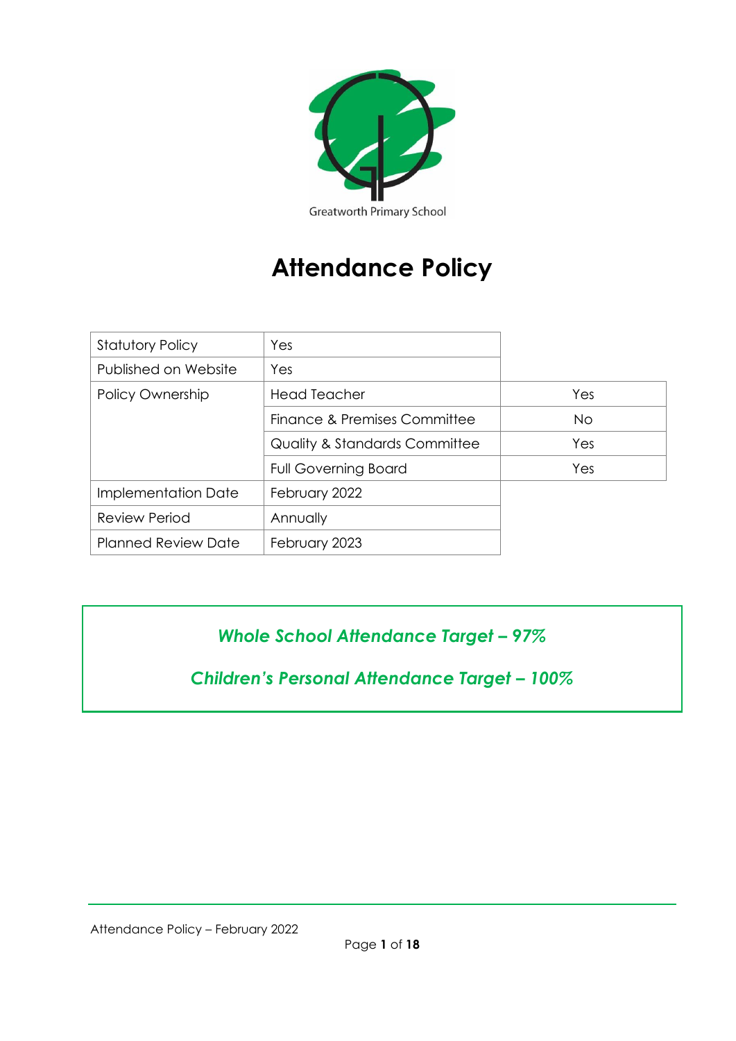Greatworth Primary School

# Attendance Policy

| | | |
|---|---|---|
| Statutory Policy | Yes | |
| Published on Website | Yes | |
| Policy Ownership | Head Teacher | Yes |
| | Finance & Premises Committee | No |
| | Quality & Standards Committee | Yes |
| | Full Governing Board | Yes |
| Implementation Date | February 2022 | |
| Review Period | Annually | |
| Planned Review Date | February 2023 | |

***Whole School Attendance Target – 97%***

***Children's Personal Attendance Target – 100%***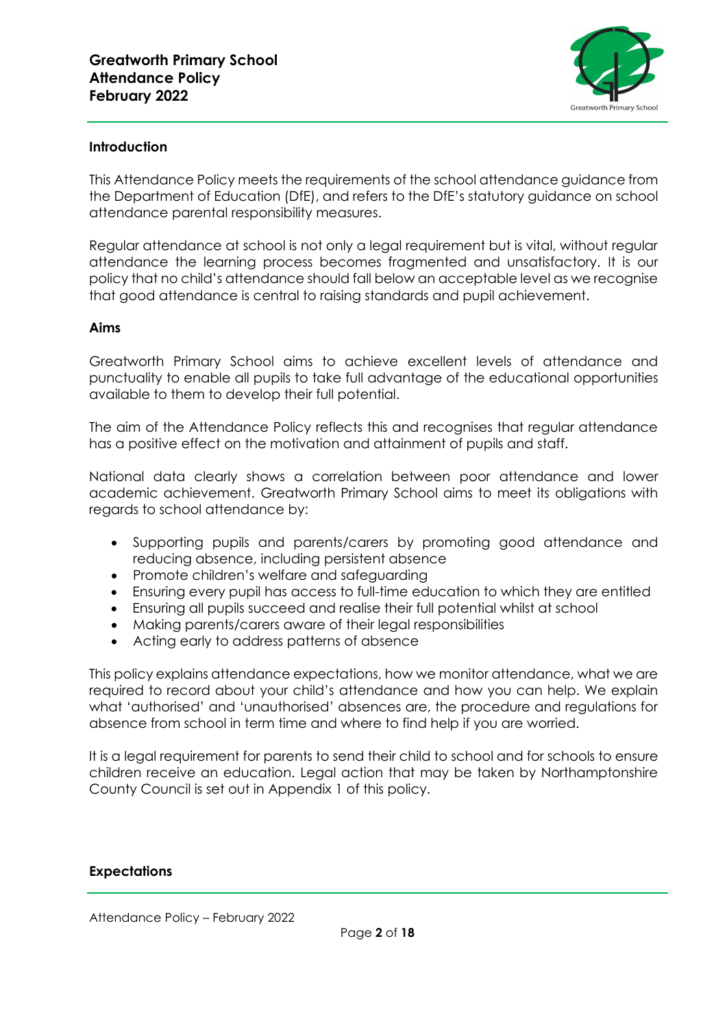**Introduction**

This Attendance Policy meets the requirements of the school attendance guidance from the Department of Education (DfE), and refers to the DfE's statutory guidance on school attendance parental responsibility measures.

Regular attendance at school is not only a legal requirement but is vital, without regular attendance the learning process becomes fragmented and unsatisfactory. It is our policy that no child's attendance should fall below an acceptable level as we recognise that good attendance is central to raising standards and pupil achievement.

**Aims**

Greatworth Primary School aims to achieve excellent levels of attendance and punctuality to enable all pupils to take full advantage of the educational opportunities available to them to develop their full potential.

The aim of the Attendance Policy reflects this and recognises that regular attendance has a positive effect on the motivation and attainment of pupils and staff.

National data clearly shows a correlation between poor attendance and lower academic achievement. Greatworth Primary School aims to meet its obligations with regards to school attendance by:

- Supporting pupils and parents/carers by promoting good attendance and reducing absence, including persistent absence
- Promote children's welfare and safeguarding
- Ensuring every pupil has access to full-time education to which they are entitled
- Ensuring all pupils succeed and realise their full potential whilst at school
- Making parents/carers aware of their legal responsibilities
- Acting early to address patterns of absence

This policy explains attendance expectations, how we monitor attendance, what we are required to record about your child's attendance and how you can help. We explain what 'authorised' and 'unauthorised' absences are, the procedure and regulations for absence from school in term time and where to find help if you are worried.

It is a legal requirement for parents to send their child to school and for schools to ensure children receive an education. Legal action that may be taken by Northamptonshire County Council is set out in Appendix 1 of this policy.

**Expectations**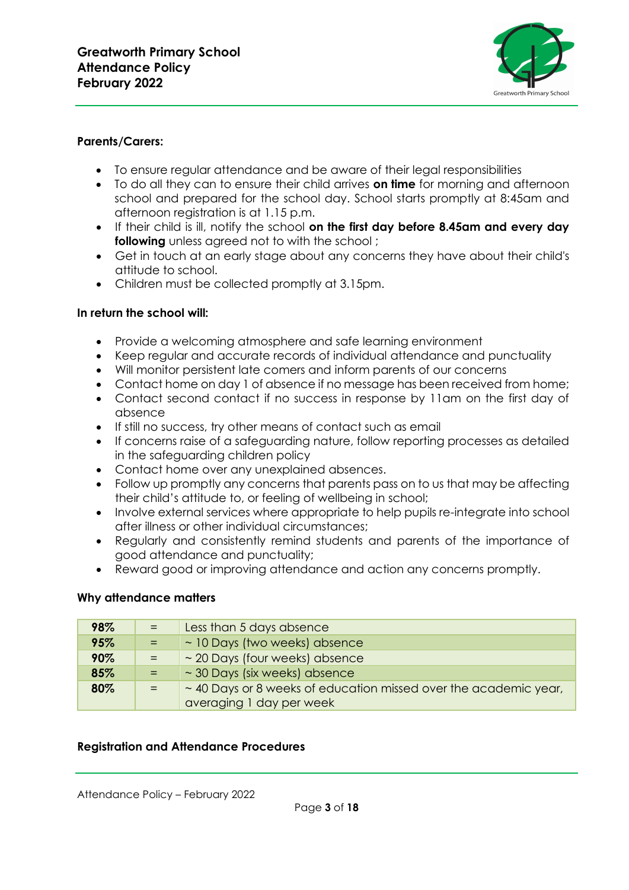**Parents/Carers:**

- To ensure regular attendance and be aware of their legal responsibilities
- To do all they can to ensure their child arrives **on time** for morning and afternoon school and prepared for the school day. School starts promptly at 8:45am and afternoon registration is at 1.15 p.m.
- If their child is ill, notify the school **on the first day before 8.45am and every day following** unless agreed not to with the school ;
- Get in touch at an early stage about any concerns they have about their child's attitude to school.
- Children must be collected promptly at 3.15pm.

**In return the school will:**

- Provide a welcoming atmosphere and safe learning environment
- Keep regular and accurate records of individual attendance and punctuality
- Will monitor persistent late comers and inform parents of our concerns
- Contact home on day 1 of absence if no message has been received from home;
- Contact second contact if no success in response by 11am on the first day of absence
- If still no success, try other means of contact such as email
- If concerns raise of a safeguarding nature, follow reporting processes as detailed in the safeguarding children policy
- Contact home over any unexplained absences.
- Follow up promptly any concerns that parents pass on to us that may be affecting their child's attitude to, or feeling of wellbeing in school;
- Involve external services where appropriate to help pupils re-integrate into school after illness or other individual circumstances;
- Regularly and consistently remind students and parents of the importance of good attendance and punctuality;
- Reward good or improving attendance and action any concerns promptly.

**Why attendance matters**

| | | |
|---|---|---|
| **98%** | = | Less than 5 days absence |
| **95%** | = | ~ 10 Days (two weeks) absence |
| **90%** | = | ~ 20 Days (four weeks) absence |
| **85%** | = | ~ 30 Days (six weeks) absence |
| **80%** | = | ~ 40 Days or 8 weeks of education missed over the academic year, averaging 1 day per week |

**Registration and Attendance Procedures**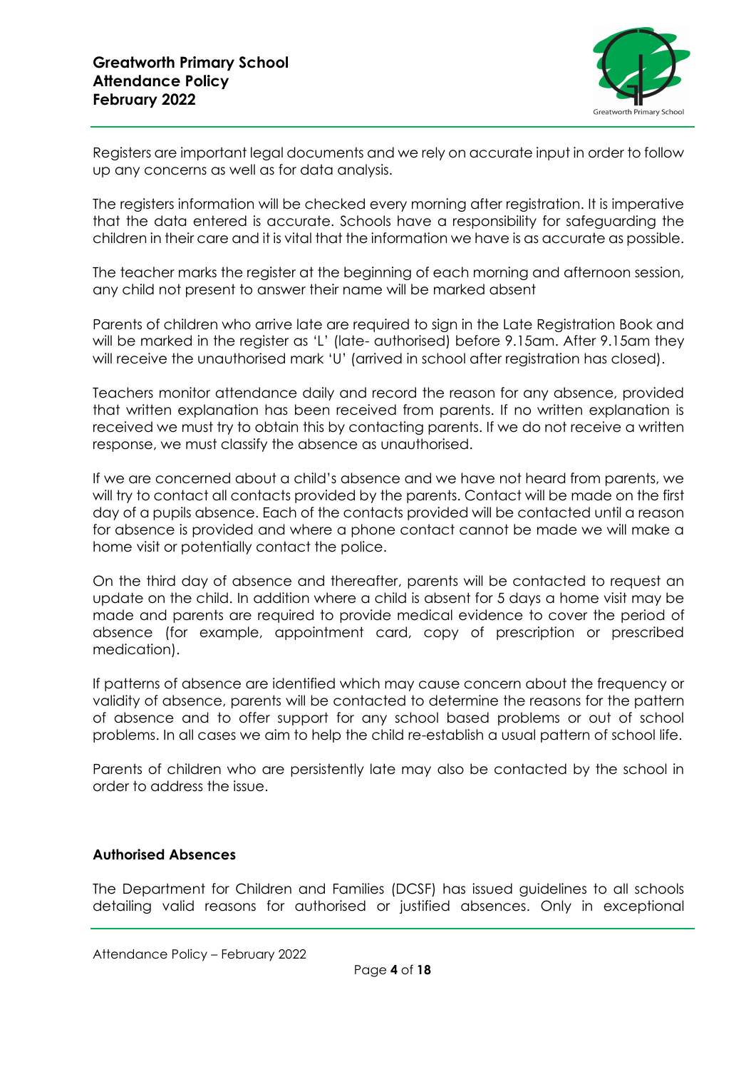Registers are important legal documents and we rely on accurate input in order to follow up any concerns as well as for data analysis.

The registers information will be checked every morning after registration. It is imperative that the data entered is accurate. Schools have a responsibility for safeguarding the children in their care and it is vital that the information we have is as accurate as possible.

The teacher marks the register at the beginning of each morning and afternoon session, any child not present to answer their name will be marked absent

Parents of children who arrive late are required to sign in the Late Registration Book and will be marked in the register as 'L' (late- authorised) before 9.15am. After 9.15am they will receive the unauthorised mark 'U' (arrived in school after registration has closed).

Teachers monitor attendance daily and record the reason for any absence, provided that written explanation has been received from parents. If no written explanation is received we must try to obtain this by contacting parents. If we do not receive a written response, we must classify the absence as unauthorised.

If we are concerned about a child's absence and we have not heard from parents, we will try to contact all contacts provided by the parents. Contact will be made on the first day of a pupils absence. Each of the contacts provided will be contacted until a reason for absence is provided and where a phone contact cannot be made we will make a home visit or potentially contact the police.

On the third day of absence and thereafter, parents will be contacted to request an update on the child. In addition where a child is absent for 5 days a home visit may be made and parents are required to provide medical evidence to cover the period of absence (for example, appointment card, copy of prescription or prescribed medication).

If patterns of absence are identified which may cause concern about the frequency or validity of absence, parents will be contacted to determine the reasons for the pattern of absence and to offer support for any school based problems or out of school problems. In all cases we aim to help the child re-establish a usual pattern of school life.

Parents of children who are persistently late may also be contacted by the school in order to address the issue.

**Authorised Absences**

The Department for Children and Families (DCSF) has issued guidelines to all schools detailing valid reasons for authorised or justified absences. Only in exceptional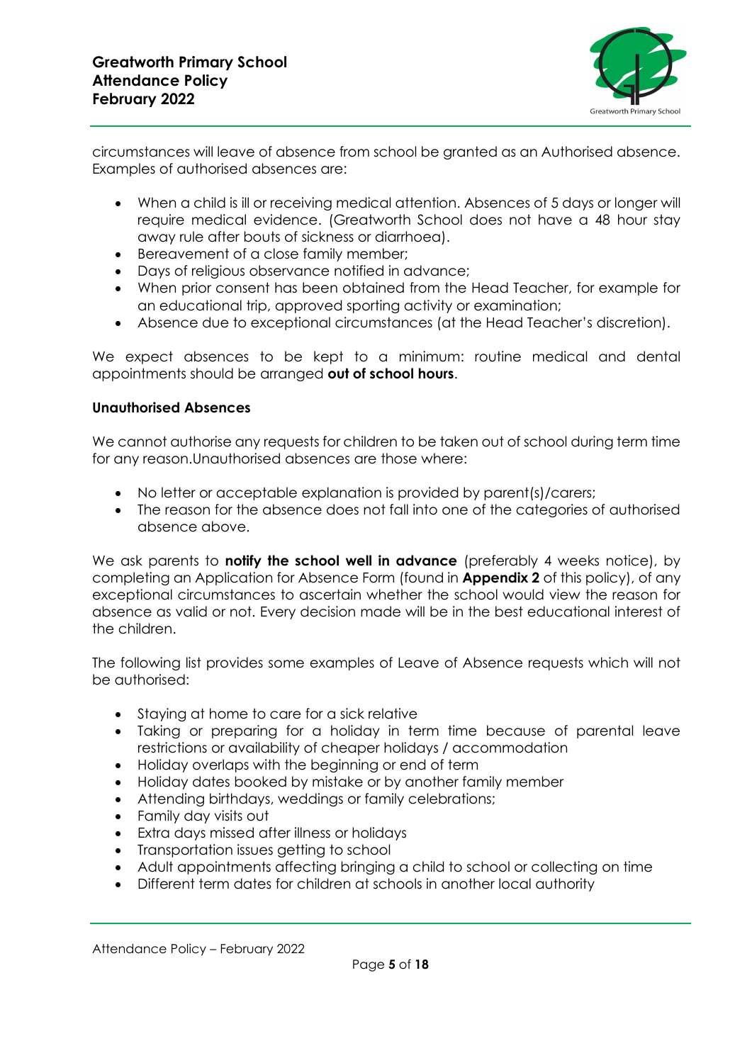circumstances will leave of absence from school be granted as an Authorised absence. Examples of authorised absences are:

- When a child is ill or receiving medical attention. Absences of 5 days or longer will require medical evidence. (Greatworth School does not have a 48 hour stay away rule after bouts of sickness or diarrhoea).
- Bereavement of a close family member;
- Days of religious observance notified in advance;
- When prior consent has been obtained from the Head Teacher, for example for an educational trip, approved sporting activity or examination;
- Absence due to exceptional circumstances (at the Head Teacher's discretion).

We expect absences to be kept to a minimum: routine medical and dental appointments should be arranged **out of school hours**.

**Unauthorised Absences**

We cannot authorise any requests for children to be taken out of school during term time for any reason.Unauthorised absences are those where:

- No letter or acceptable explanation is provided by parent(s)/carers;
- The reason for the absence does not fall into one of the categories of authorised absence above.

We ask parents to **notify the school well in advance** (preferably 4 weeks notice), by completing an Application for Absence Form (found in **Appendix 2** of this policy), of any exceptional circumstances to ascertain whether the school would view the reason for absence as valid or not. Every decision made will be in the best educational interest of the children.

The following list provides some examples of Leave of Absence requests which will not be authorised:

- Staying at home to care for a sick relative
- Taking or preparing for a holiday in term time because of parental leave restrictions or availability of cheaper holidays / accommodation
- Holiday overlaps with the beginning or end of term
- Holiday dates booked by mistake or by another family member
- Attending birthdays, weddings or family celebrations;
- Family day visits out
- Extra days missed after illness or holidays
- Transportation issues getting to school
- Adult appointments affecting bringing a child to school or collecting on time
- Different term dates for children at schools in another local authority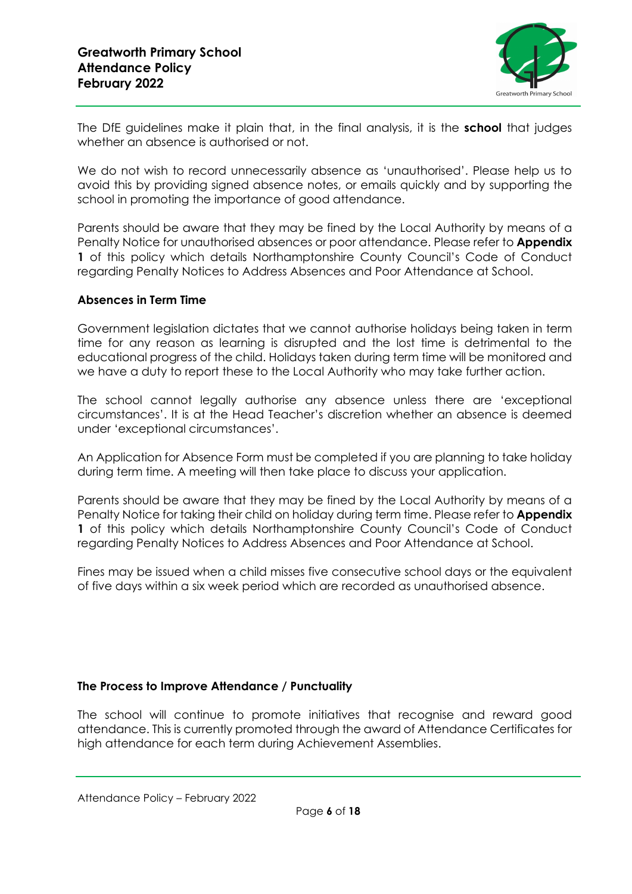The DfE guidelines make it plain that, in the final analysis, it is the **school** that judges whether an absence is authorised or not.

We do not wish to record unnecessarily absence as 'unauthorised'. Please help us to avoid this by providing signed absence notes, or emails quickly and by supporting the school in promoting the importance of good attendance.

Parents should be aware that they may be fined by the Local Authority by means of a Penalty Notice for unauthorised absences or poor attendance. Please refer to **Appendix 1** of this policy which details Northamptonshire County Council's Code of Conduct regarding Penalty Notices to Address Absences and Poor Attendance at School.

**Absences in Term Time**

Government legislation dictates that we cannot authorise holidays being taken in term time for any reason as learning is disrupted and the lost time is detrimental to the educational progress of the child. Holidays taken during term time will be monitored and we have a duty to report these to the Local Authority who may take further action.

The school cannot legally authorise any absence unless there are 'exceptional circumstances'. It is at the Head Teacher's discretion whether an absence is deemed under 'exceptional circumstances'.

An Application for Absence Form must be completed if you are planning to take holiday during term time. A meeting will then take place to discuss your application.

Parents should be aware that they may be fined by the Local Authority by means of a Penalty Notice for taking their child on holiday during term time. Please refer to **Appendix 1** of this policy which details Northamptonshire County Council's Code of Conduct regarding Penalty Notices to Address Absences and Poor Attendance at School.

Fines may be issued when a child misses five consecutive school days or the equivalent of five days within a six week period which are recorded as unauthorised absence.

**The Process to Improve Attendance / Punctuality**

The school will continue to promote initiatives that recognise and reward good attendance. This is currently promoted through the award of Attendance Certificates for high attendance for each term during Achievement Assemblies.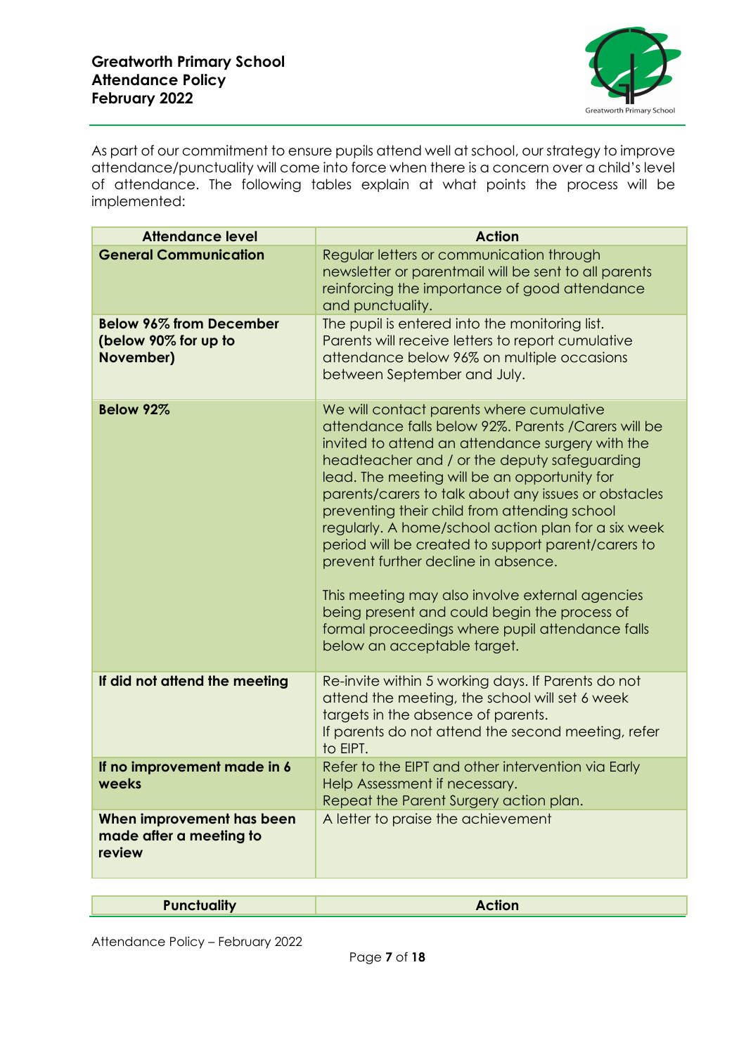As part of our commitment to ensure pupils attend well at school, our strategy to improve attendance/punctuality will come into force when there is a concern over a child's level of attendance. The following tables explain at what points the process will be implemented:

| Attendance level | Action |
|---|---|
| **General Communication** | Regular letters or communication through newsletter or parentmail will be sent to all parents reinforcing the importance of good attendance and punctuality. |
| **Below 96% from December (below 90% for up to November)** | The pupil is entered into the monitoring list. Parents will receive letters to report cumulative attendance below 96% on multiple occasions between September and July. |
| **Below 92%** | We will contact parents where cumulative attendance falls below 92%. Parents /Carers will be invited to attend an attendance surgery with the headteacher and / or the deputy safeguarding lead. The meeting will be an opportunity for parents/carers to talk about any issues or obstacles preventing their child from attending school regularly. A home/school action plan for a six week period will be created to support parent/carers to prevent further decline in absence.<br><br>This meeting may also involve external agencies being present and could begin the process of formal proceedings where pupil attendance falls below an acceptable target. |
| **If did not attend the meeting** | Re-invite within 5 working days. If Parents do not attend the meeting, the school will set 6 week targets in the absence of parents.<br>If parents do not attend the second meeting, refer to EIPT. |
| **If no improvement made in 6 weeks** | Refer to the EIPT and other intervention via Early Help Assessment if necessary.<br>Repeat the Parent Surgery action plan. |
| **When improvement has been made after a meeting to review** | A letter to praise the achievement |

| Punctuality | Action |
|---|---|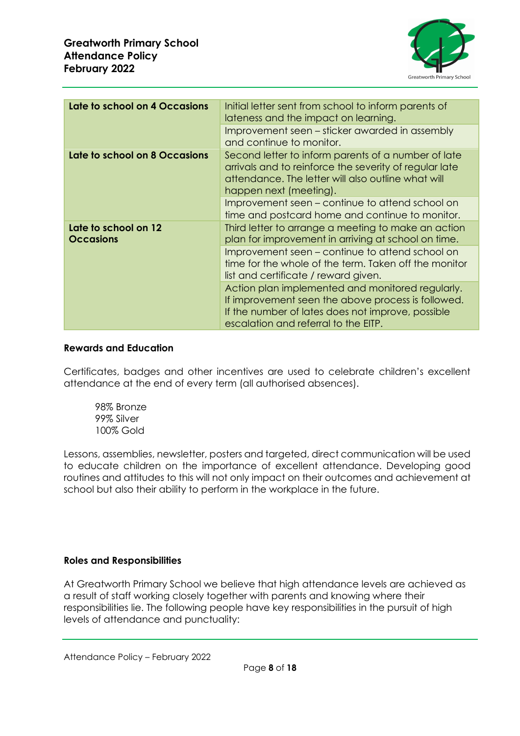| Late to school on 4 Occasions | Initial letter sent from school to inform parents of lateness and the impact on learning. |
|---|---|
| | Improvement seen – sticker awarded in assembly and continue to monitor. |
| **Late to school on 8 Occasions** | Second letter to inform parents of a number of late arrivals and to reinforce the severity of regular late attendance. The letter will also outline what will happen next (meeting). |
| | Improvement seen – continue to attend school on time and postcard home and continue to monitor. |
| **Late to school on 12 Occasions** | Third letter to arrange a meeting to make an action plan for improvement in arriving at school on time. |
| | Improvement seen – continue to attend school on time for the whole of the term. Taken off the monitor list and certificate / reward given. |
| | Action plan implemented and monitored regularly. If improvement seen the above process is followed. If the number of lates does not improve, possible escalation and referral to the EITP. |

**Rewards and Education**

Certificates, badges and other incentives are used to celebrate children's excellent attendance at the end of every term (all authorised absences).

98% Bronze
99% Silver
100% Gold

Lessons, assemblies, newsletter, posters and targeted, direct communication will be used to educate children on the importance of excellent attendance. Developing good routines and attitudes to this will not only impact on their outcomes and achievement at school but also their ability to perform in the workplace in the future.

**Roles and Responsibilities**

At Greatworth Primary School we believe that high attendance levels are achieved as a result of staff working closely together with parents and knowing where their responsibilities lie. The following people have key responsibilities in the pursuit of high levels of attendance and punctuality: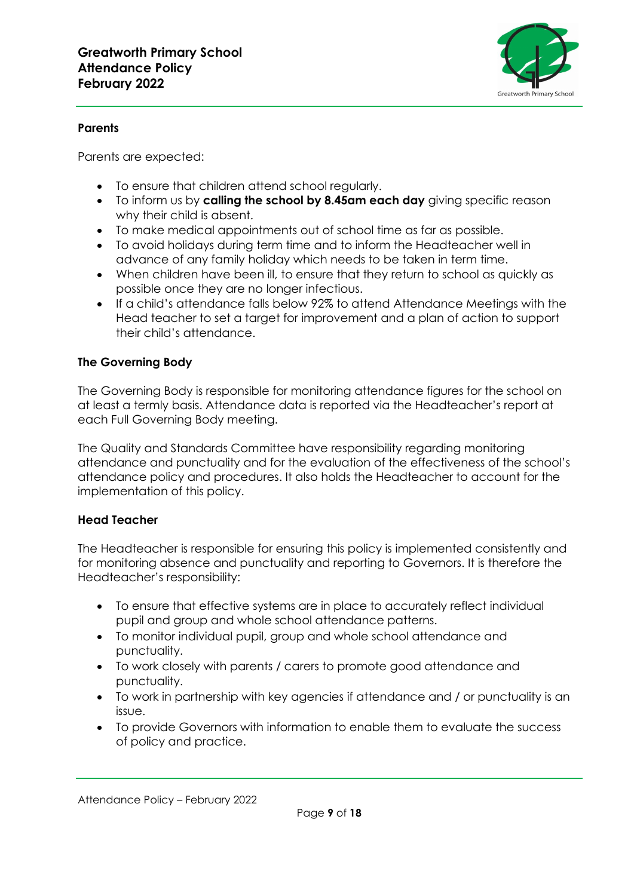**Parents**

Parents are expected:

- To ensure that children attend school regularly.
- To inform us by **calling the school by 8.45am each day** giving specific reason why their child is absent.
- To make medical appointments out of school time as far as possible.
- To avoid holidays during term time and to inform the Headteacher well in advance of any family holiday which needs to be taken in term time.
- When children have been ill, to ensure that they return to school as quickly as possible once they are no longer infectious.
- If a child's attendance falls below 92% to attend Attendance Meetings with the Head teacher to set a target for improvement and a plan of action to support their child's attendance.

**The Governing Body**

The Governing Body is responsible for monitoring attendance figures for the school on at least a termly basis. Attendance data is reported via the Headteacher's report at each Full Governing Body meeting.

The Quality and Standards Committee have responsibility regarding monitoring attendance and punctuality and for the evaluation of the effectiveness of the school's attendance policy and procedures. It also holds the Headteacher to account for the implementation of this policy.

**Head Teacher**

The Headteacher is responsible for ensuring this policy is implemented consistently and for monitoring absence and punctuality and reporting to Governors. It is therefore the Headteacher's responsibility:

- To ensure that effective systems are in place to accurately reflect individual pupil and group and whole school attendance patterns.
- To monitor individual pupil, group and whole school attendance and punctuality.
- To work closely with parents / carers to promote good attendance and punctuality.
- To work in partnership with key agencies if attendance and / or punctuality is an issue.
- To provide Governors with information to enable them to evaluate the success of policy and practice.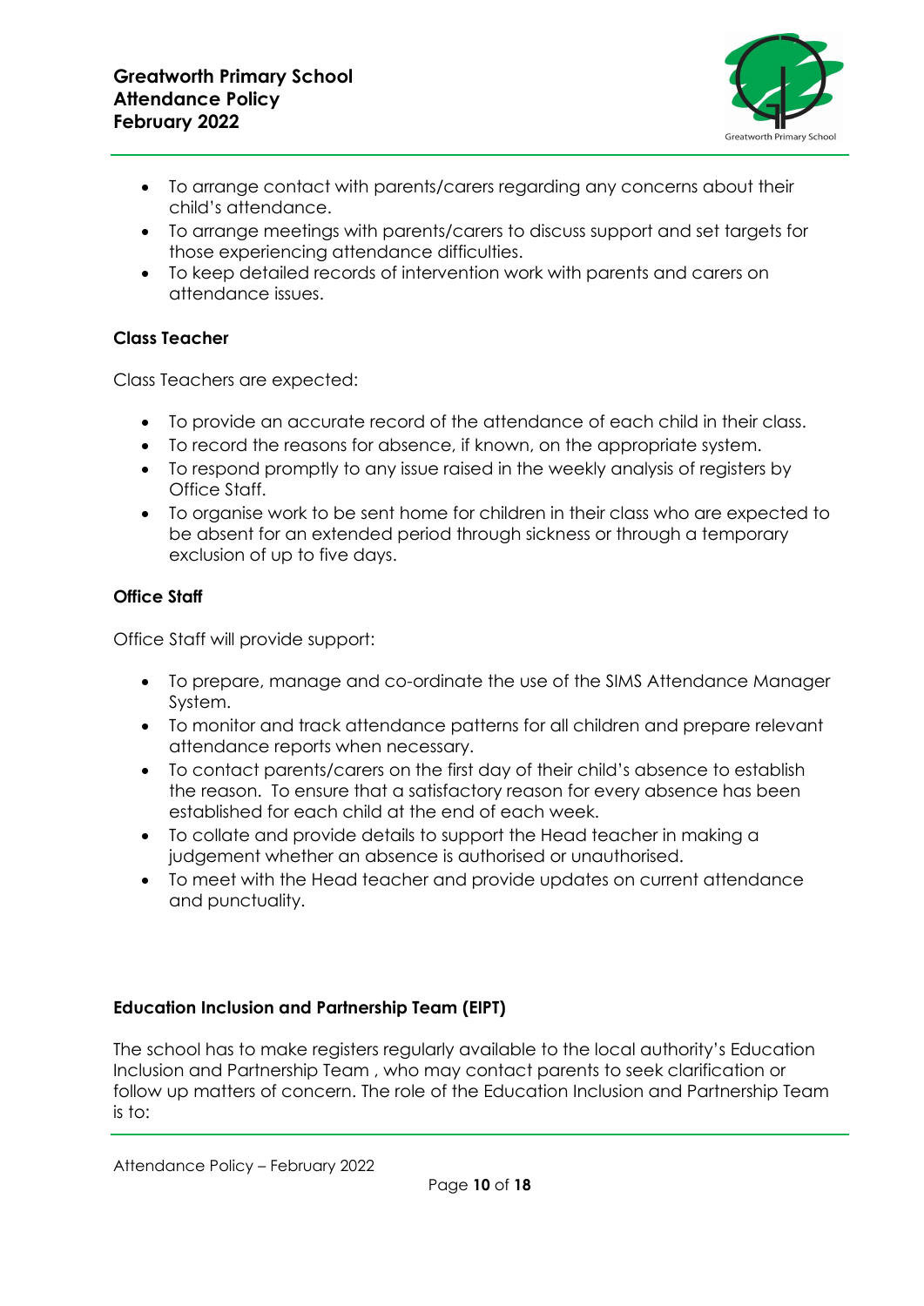- To arrange contact with parents/carers regarding any concerns about their child's attendance.
- To arrange meetings with parents/carers to discuss support and set targets for those experiencing attendance difficulties.
- To keep detailed records of intervention work with parents and carers on attendance issues.

**Class Teacher**

Class Teachers are expected:

- To provide an accurate record of the attendance of each child in their class.
- To record the reasons for absence, if known, on the appropriate system.
- To respond promptly to any issue raised in the weekly analysis of registers by Office Staff.
- To organise work to be sent home for children in their class who are expected to be absent for an extended period through sickness or through a temporary exclusion of up to five days.

**Office Staff**

Office Staff will provide support:

- To prepare, manage and co-ordinate the use of the SIMS Attendance Manager System.
- To monitor and track attendance patterns for all children and prepare relevant attendance reports when necessary.
- To contact parents/carers on the first day of their child's absence to establish the reason. To ensure that a satisfactory reason for every absence has been established for each child at the end of each week.
- To collate and provide details to support the Head teacher in making a judgement whether an absence is authorised or unauthorised.
- To meet with the Head teacher and provide updates on current attendance and punctuality.

**Education Inclusion and Partnership Team (EIPT)**

The school has to make registers regularly available to the local authority's Education Inclusion and Partnership Team , who may contact parents to seek clarification or follow up matters of concern. The role of the Education Inclusion and Partnership Team is to: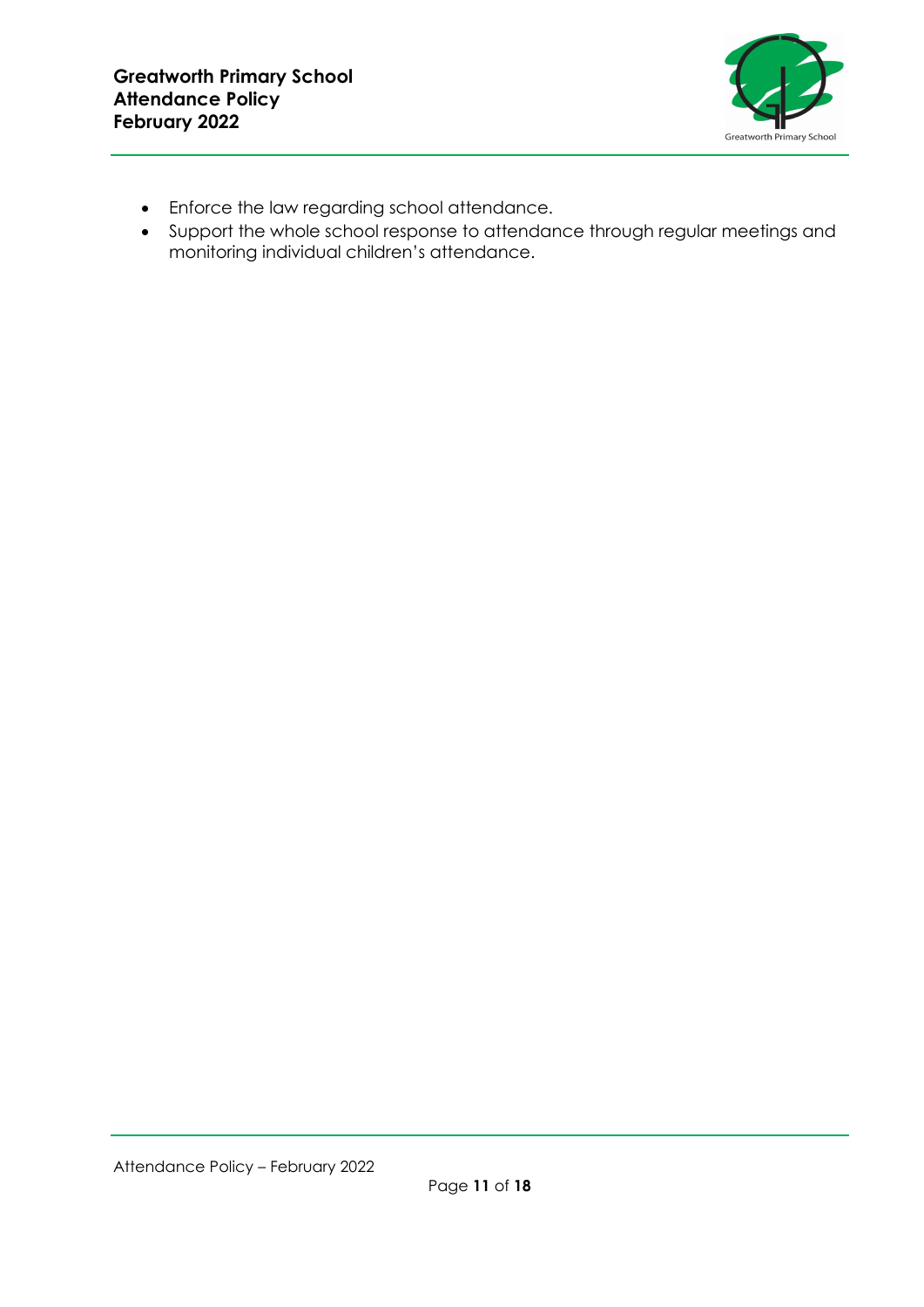- Enforce the law regarding school attendance.
- Support the whole school response to attendance through regular meetings and monitoring individual children's attendance.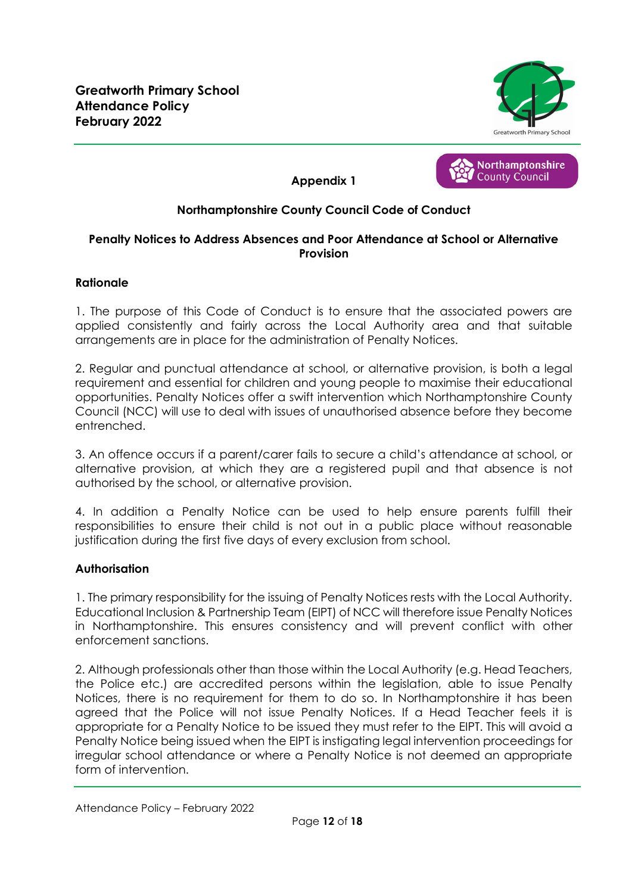## Appendix 1

### Northamptonshire County Council Code of Conduct

### Penalty Notices to Address Absences and Poor Attendance at School or Alternative Provision

**Rationale**

1. The purpose of this Code of Conduct is to ensure that the associated powers are applied consistently and fairly across the Local Authority area and that suitable arrangements are in place for the administration of Penalty Notices.

2. Regular and punctual attendance at school, or alternative provision, is both a legal requirement and essential for children and young people to maximise their educational opportunities. Penalty Notices offer a swift intervention which Northamptonshire County Council (NCC) will use to deal with issues of unauthorised absence before they become entrenched.

3. An offence occurs if a parent/carer fails to secure a child's attendance at school, or alternative provision, at which they are a registered pupil and that absence is not authorised by the school, or alternative provision.

4. In addition a Penalty Notice can be used to help ensure parents fulfill their responsibilities to ensure their child is not out in a public place without reasonable justification during the first five days of every exclusion from school.

**Authorisation**

1. The primary responsibility for the issuing of Penalty Notices rests with the Local Authority. Educational Inclusion & Partnership Team (EIPT) of NCC will therefore issue Penalty Notices in Northamptonshire. This ensures consistency and will prevent conflict with other enforcement sanctions.

2. Although professionals other than those within the Local Authority (e.g. Head Teachers, the Police etc.) are accredited persons within the legislation, able to issue Penalty Notices, there is no requirement for them to do so. In Northamptonshire it has been agreed that the Police will not issue Penalty Notices. If a Head Teacher feels it is appropriate for a Penalty Notice to be issued they must refer to the EIPT. This will avoid a Penalty Notice being issued when the EIPT is instigating legal intervention proceedings for irregular school attendance or where a Penalty Notice is not deemed an appropriate form of intervention.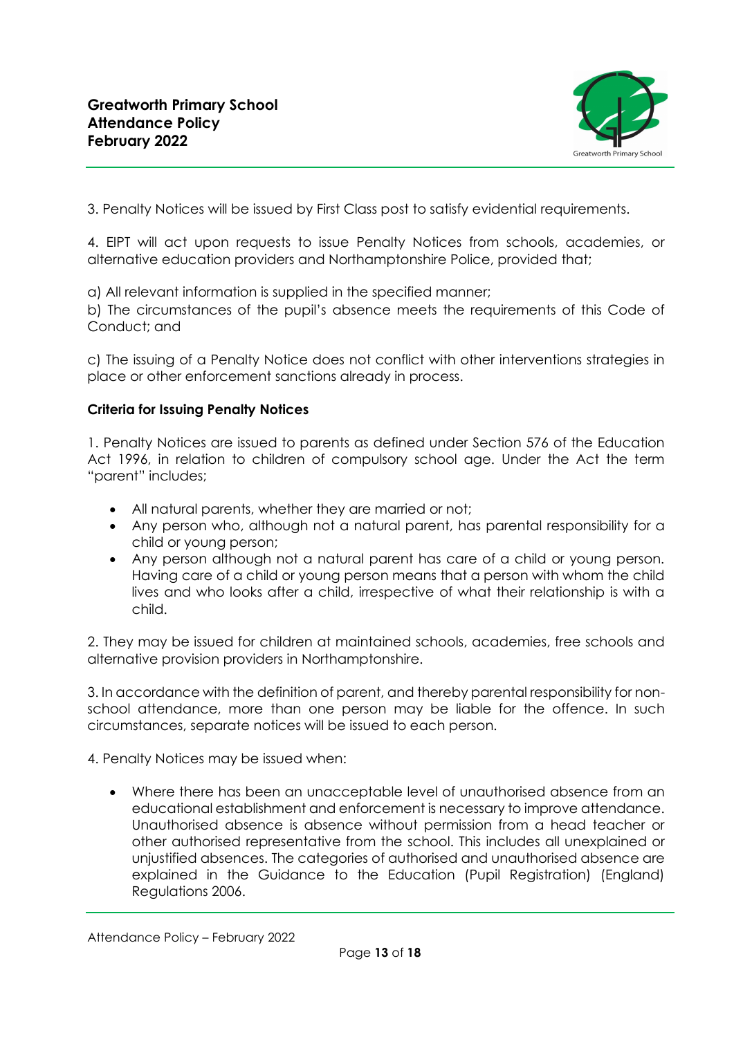3. Penalty Notices will be issued by First Class post to satisfy evidential requirements.

4. EIPT will act upon requests to issue Penalty Notices from schools, academies, or alternative education providers and Northamptonshire Police, provided that;

a) All relevant information is supplied in the specified manner;
b) The circumstances of the pupil's absence meets the requirements of this Code of Conduct; and

c) The issuing of a Penalty Notice does not conflict with other interventions strategies in place or other enforcement sanctions already in process.

**Criteria for Issuing Penalty Notices**

1. Penalty Notices are issued to parents as defined under Section 576 of the Education Act 1996, in relation to children of compulsory school age. Under the Act the term "parent" includes;

- All natural parents, whether they are married or not;
- Any person who, although not a natural parent, has parental responsibility for a child or young person;
- Any person although not a natural parent has care of a child or young person. Having care of a child or young person means that a person with whom the child lives and who looks after a child, irrespective of what their relationship is with a child.

2. They may be issued for children at maintained schools, academies, free schools and alternative provision providers in Northamptonshire.

3. In accordance with the definition of parent, and thereby parental responsibility for non-school attendance, more than one person may be liable for the offence. In such circumstances, separate notices will be issued to each person.

4. Penalty Notices may be issued when:

- Where there has been an unacceptable level of unauthorised absence from an educational establishment and enforcement is necessary to improve attendance. Unauthorised absence is absence without permission from a head teacher or other authorised representative from the school. This includes all unexplained or unjustified absences. The categories of authorised and unauthorised absence are explained in the Guidance to the Education (Pupil Registration) (England) Regulations 2006.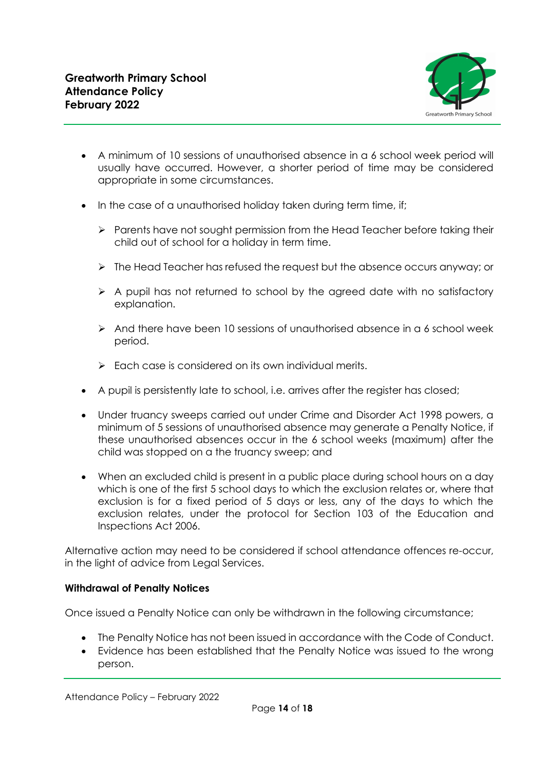- A minimum of 10 sessions of unauthorised absence in a 6 school week period will usually have occurred. However, a shorter period of time may be considered appropriate in some circumstances.

- In the case of a unauthorised holiday taken during term time, if;

  - Parents have not sought permission from the Head Teacher before taking their child out of school for a holiday in term time.

  - The Head Teacher has refused the request but the absence occurs anyway; or

  - A pupil has not returned to school by the agreed date with no satisfactory explanation.

  - And there have been 10 sessions of unauthorised absence in a 6 school week period.

  - Each case is considered on its own individual merits.

- A pupil is persistently late to school, i.e. arrives after the register has closed;

- Under truancy sweeps carried out under Crime and Disorder Act 1998 powers, a minimum of 5 sessions of unauthorised absence may generate a Penalty Notice, if these unauthorised absences occur in the 6 school weeks (maximum) after the child was stopped on a the truancy sweep; and

- When an excluded child is present in a public place during school hours on a day which is one of the first 5 school days to which the exclusion relates or, where that exclusion is for a fixed period of 5 days or less, any of the days to which the exclusion relates, under the protocol for Section 103 of the Education and Inspections Act 2006.

Alternative action may need to be considered if school attendance offences re-occur, in the light of advice from Legal Services.

**Withdrawal of Penalty Notices**

Once issued a Penalty Notice can only be withdrawn in the following circumstance;

- The Penalty Notice has not been issued in accordance with the Code of Conduct.
- Evidence has been established that the Penalty Notice was issued to the wrong person.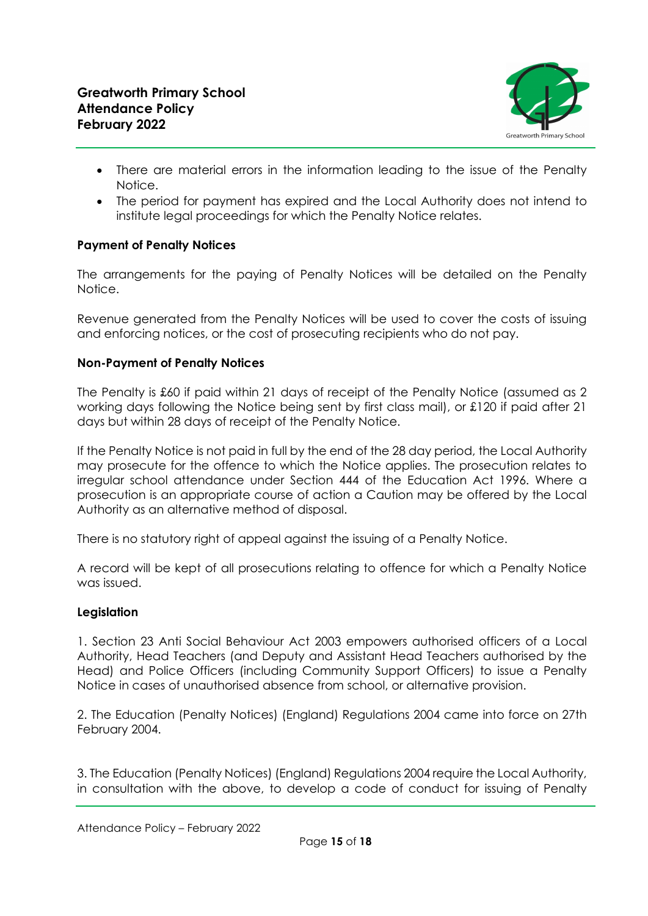- There are material errors in the information leading to the issue of the Penalty Notice.
- The period for payment has expired and the Local Authority does not intend to institute legal proceedings for which the Penalty Notice relates.

**Payment of Penalty Notices**

The arrangements for the paying of Penalty Notices will be detailed on the Penalty Notice.

Revenue generated from the Penalty Notices will be used to cover the costs of issuing and enforcing notices, or the cost of prosecuting recipients who do not pay.

**Non-Payment of Penalty Notices**

The Penalty is £60 if paid within 21 days of receipt of the Penalty Notice (assumed as 2 working days following the Notice being sent by first class mail), or £120 if paid after 21 days but within 28 days of receipt of the Penalty Notice.

If the Penalty Notice is not paid in full by the end of the 28 day period, the Local Authority may prosecute for the offence to which the Notice applies. The prosecution relates to irregular school attendance under Section 444 of the Education Act 1996. Where a prosecution is an appropriate course of action a Caution may be offered by the Local Authority as an alternative method of disposal.

There is no statutory right of appeal against the issuing of a Penalty Notice.

A record will be kept of all prosecutions relating to offence for which a Penalty Notice was issued.

**Legislation**

1. Section 23 Anti Social Behaviour Act 2003 empowers authorised officers of a Local Authority, Head Teachers (and Deputy and Assistant Head Teachers authorised by the Head) and Police Officers (including Community Support Officers) to issue a Penalty Notice in cases of unauthorised absence from school, or alternative provision.

2. The Education (Penalty Notices) (England) Regulations 2004 came into force on 27th February 2004.

3. The Education (Penalty Notices) (England) Regulations 2004 require the Local Authority, in consultation with the above, to develop a code of conduct for issuing of Penalty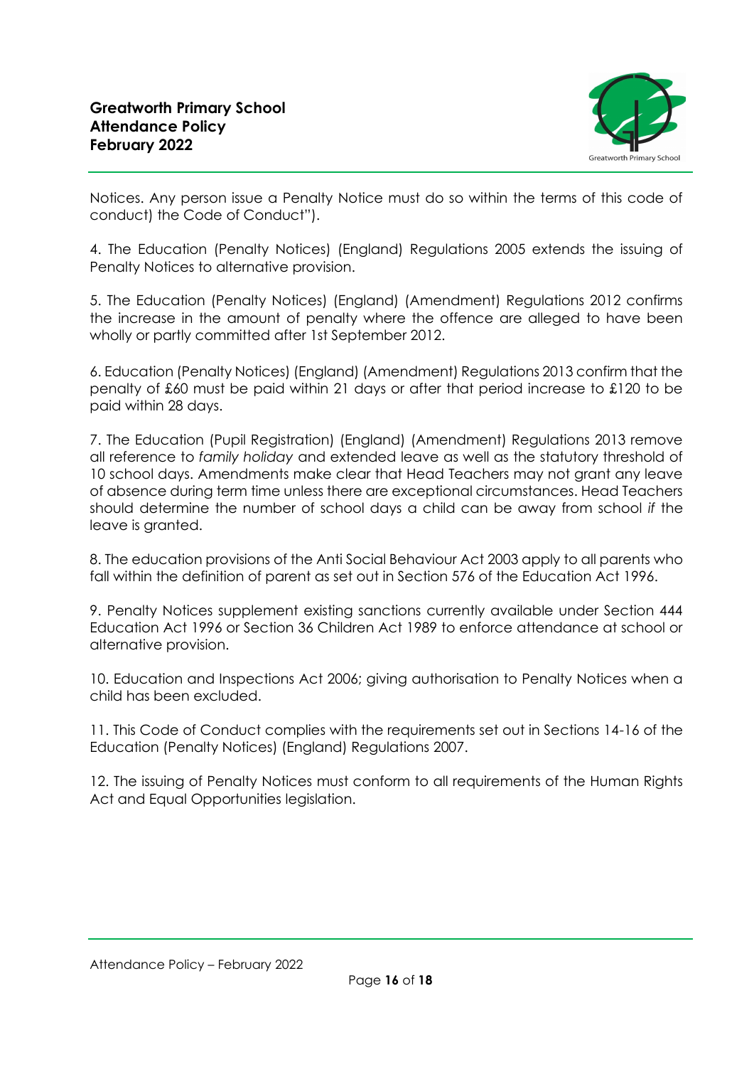Notices. Any person issue a Penalty Notice must do so within the terms of this code of conduct) the Code of Conduct").

4. The Education (Penalty Notices) (England) Regulations 2005 extends the issuing of Penalty Notices to alternative provision.

5. The Education (Penalty Notices) (England) (Amendment) Regulations 2012 confirms the increase in the amount of penalty where the offence are alleged to have been wholly or partly committed after 1st September 2012.

6. Education (Penalty Notices) (England) (Amendment) Regulations 2013 confirm that the penalty of £60 must be paid within 21 days or after that period increase to £120 to be paid within 28 days.

7. The Education (Pupil Registration) (England) (Amendment) Regulations 2013 remove all reference to *family holiday* and extended leave as well as the statutory threshold of 10 school days. Amendments make clear that Head Teachers may not grant any leave of absence during term time unless there are exceptional circumstances. Head Teachers should determine the number of school days a child can be away from school *if* the leave is granted.

8. The education provisions of the Anti Social Behaviour Act 2003 apply to all parents who fall within the definition of parent as set out in Section 576 of the Education Act 1996.

9. Penalty Notices supplement existing sanctions currently available under Section 444 Education Act 1996 or Section 36 Children Act 1989 to enforce attendance at school or alternative provision.

10. Education and Inspections Act 2006; giving authorisation to Penalty Notices when a child has been excluded.

11. This Code of Conduct complies with the requirements set out in Sections 14-16 of the Education (Penalty Notices) (England) Regulations 2007.

12. The issuing of Penalty Notices must conform to all requirements of the Human Rights Act and Equal Opportunities legislation.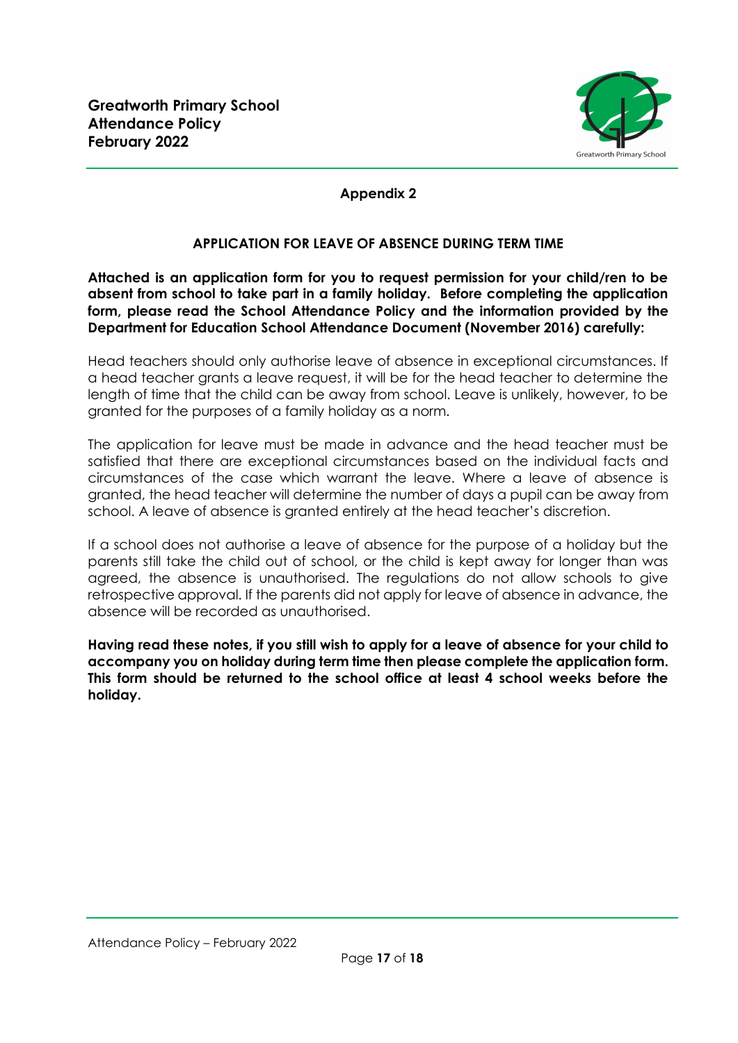## Appendix 2

### APPLICATION FOR LEAVE OF ABSENCE DURING TERM TIME

**Attached is an application form for you to request permission for your child/ren to be absent from school to take part in a family holiday. Before completing the application form, please read the School Attendance Policy and the information provided by the Department for Education School Attendance Document (November 2016) carefully:**

Head teachers should only authorise leave of absence in exceptional circumstances. If a head teacher grants a leave request, it will be for the head teacher to determine the length of time that the child can be away from school. Leave is unlikely, however, to be granted for the purposes of a family holiday as a norm.

The application for leave must be made in advance and the head teacher must be satisfied that there are exceptional circumstances based on the individual facts and circumstances of the case which warrant the leave. Where a leave of absence is granted, the head teacher will determine the number of days a pupil can be away from school. A leave of absence is granted entirely at the head teacher's discretion.

If a school does not authorise a leave of absence for the purpose of a holiday but the parents still take the child out of school, or the child is kept away for longer than was agreed, the absence is unauthorised. The regulations do not allow schools to give retrospective approval. If the parents did not apply for leave of absence in advance, the absence will be recorded as unauthorised.

**Having read these notes, if you still wish to apply for a leave of absence for your child to accompany you on holiday during term time then please complete the application form. This form should be returned to the school office at least 4 school weeks before the holiday.**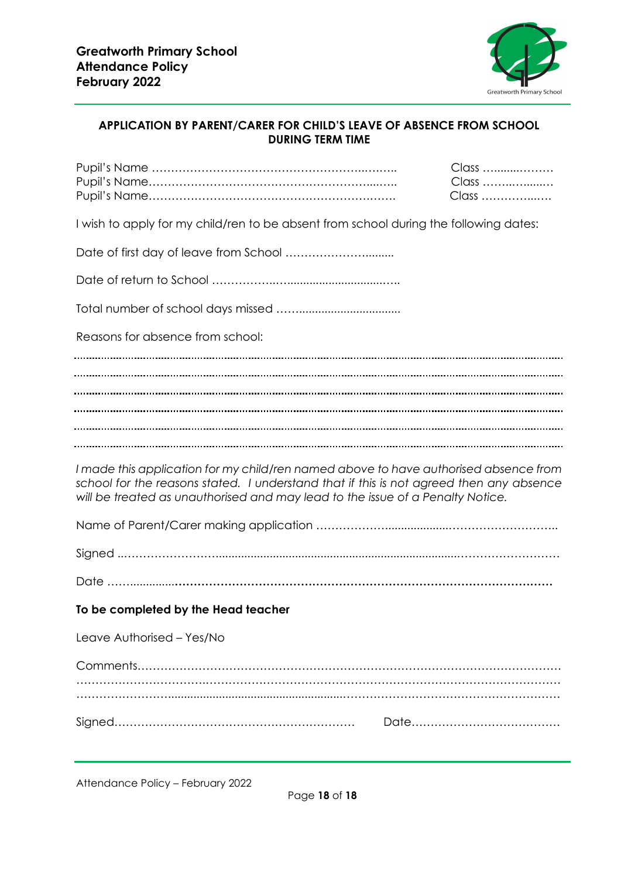**Greatworth Primary School**
**Attendance Policy**
**February 2022**

## APPLICATION BY PARENT/CARER FOR CHILD'S LEAVE OF ABSENCE FROM SCHOOL DURING TERM TIME

Pupil's Name …………………………………………………..……..  Class …......………
Pupil's Name………………………………………………….....…..  Class …….….....…
Pupil's Name……………………………………………………….  Class ……………...…

I wish to apply for my child/ren to be absent from school during the following dates:

Date of first day of leave from School ……………………........

Date of return to School ……………..…...............................…..

Total number of school days missed …….................................

Reasons for absence from school:

..............................................................................................................................................

..............................................................................................................................................

..............................................................................................................................................

..............................................................................................................................................

..............................................................................................................................................

..............................................................................................................................................

*I made this application for my child/ren named above to have authorised absence from school for the reasons stated. I understand that if this is not agreed then any absence will be treated as unauthorised and may lead to the issue of a Penalty Notice.*

Name of Parent/Carer making application ………………...................……………………..

Signed ..…………………….............................................................................………………………

Date ……...............………………………………………………………………………………

**To be completed by the Head teacher**

Leave Authorised – Yes/No

Comments……………………………………………………………………………………………
……………………………………………………………………………………………………………
………………………...........................................................………………………………………………

Signed………………………………………………………  Date…………………………………